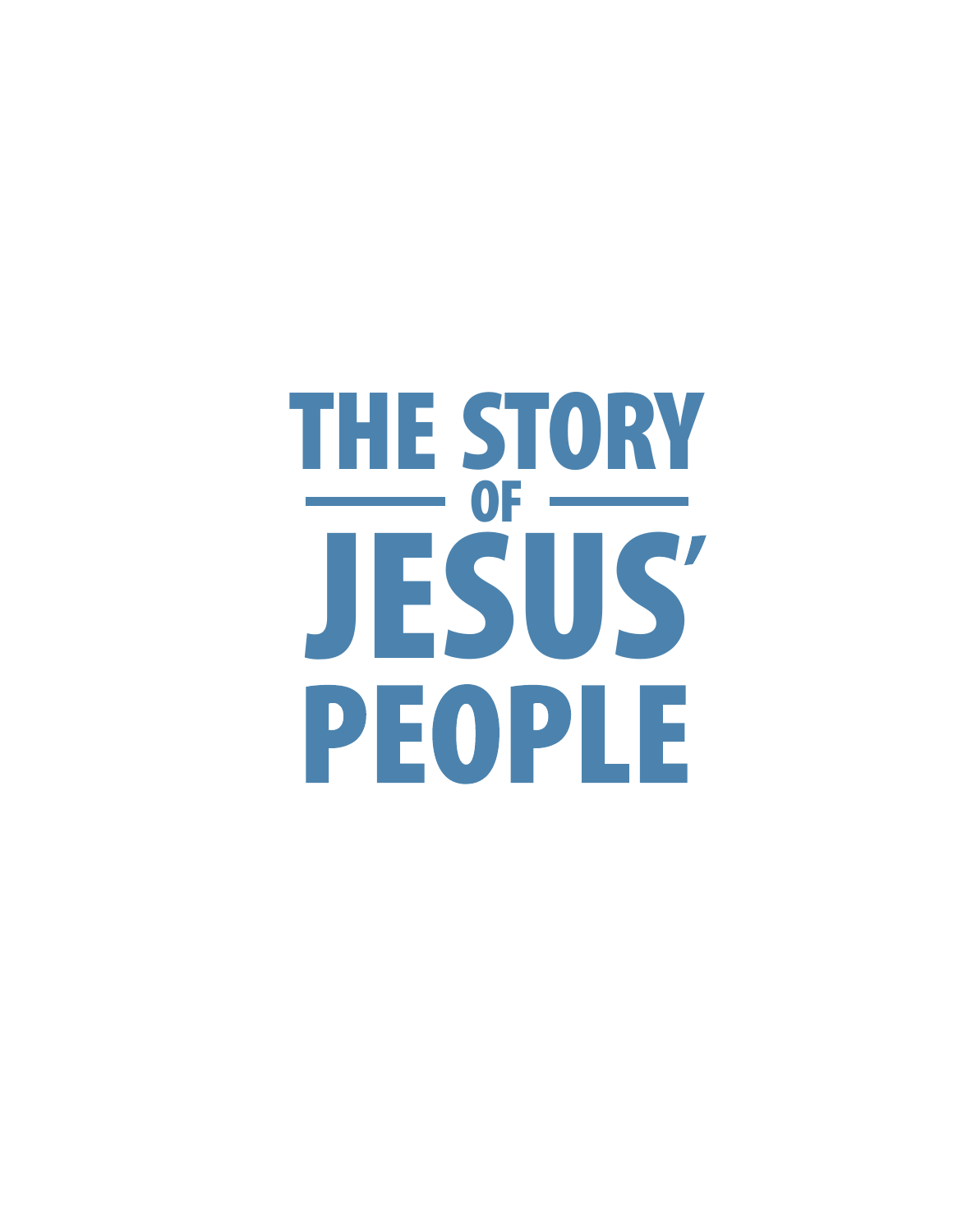# THE STORY OF JESUS' PEOPLE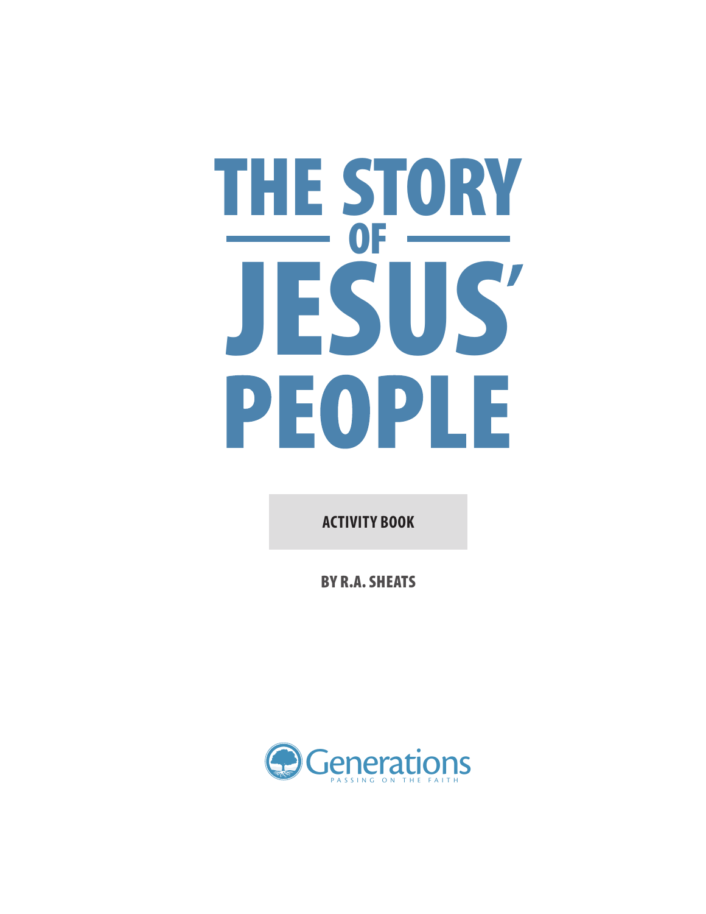# THE STORY OF JESUS' PEOPLE

**ACTIVITY BOOK**

**BY R.A. SHEATS**

Generations
PASSING ON THE FAITH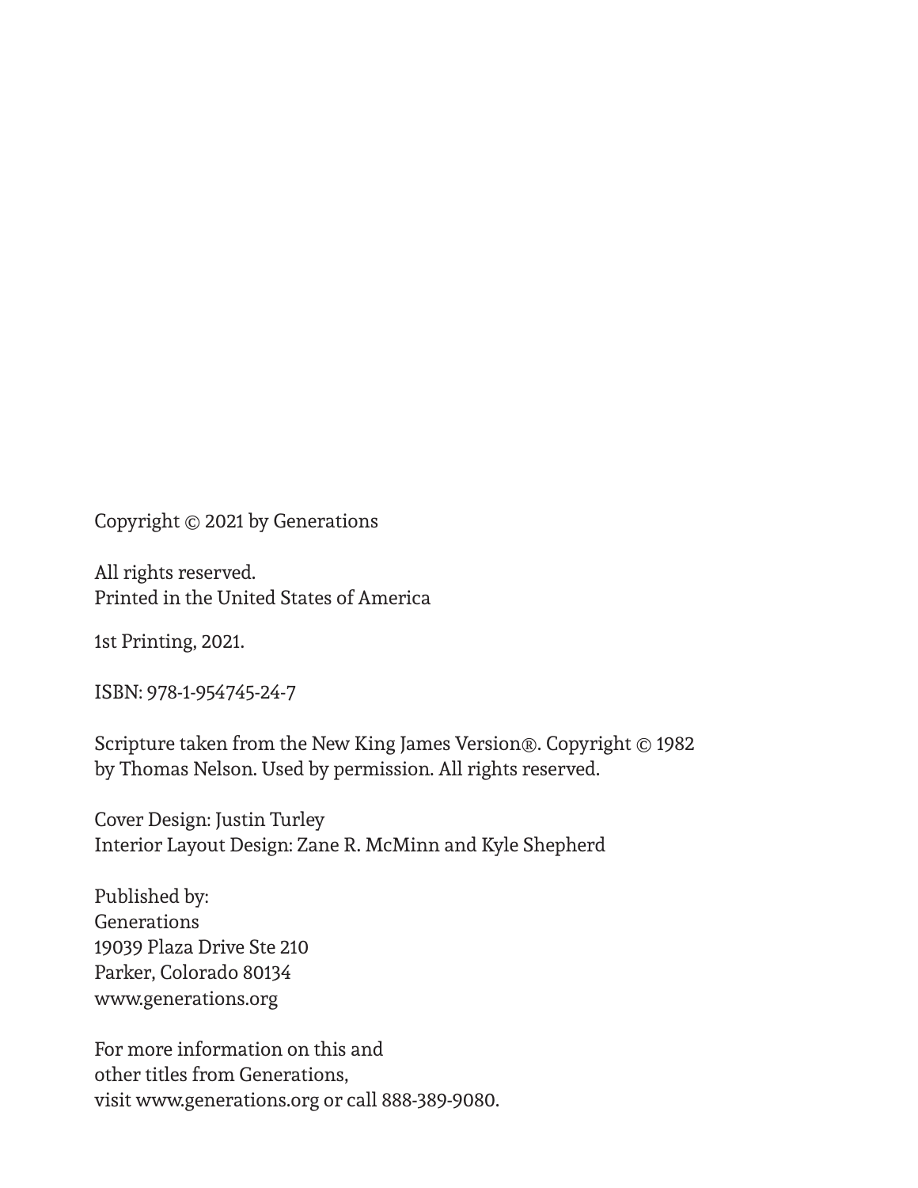Copyright © 2021 by Generations

All rights reserved.
Printed in the United States of America

1st Printing, 2021.

ISBN: 978-1-954745-24-7

Scripture taken from the New King James Version®. Copyright © 1982 by Thomas Nelson. Used by permission. All rights reserved.

Cover Design: Justin Turley
Interior Layout Design: Zane R. McMinn and Kyle Shepherd

Published by:
Generations
19039 Plaza Drive Ste 210
Parker, Colorado 80134
www.generations.org

For more information on this and
other titles from Generations,
visit www.generations.org or call 888-389-9080.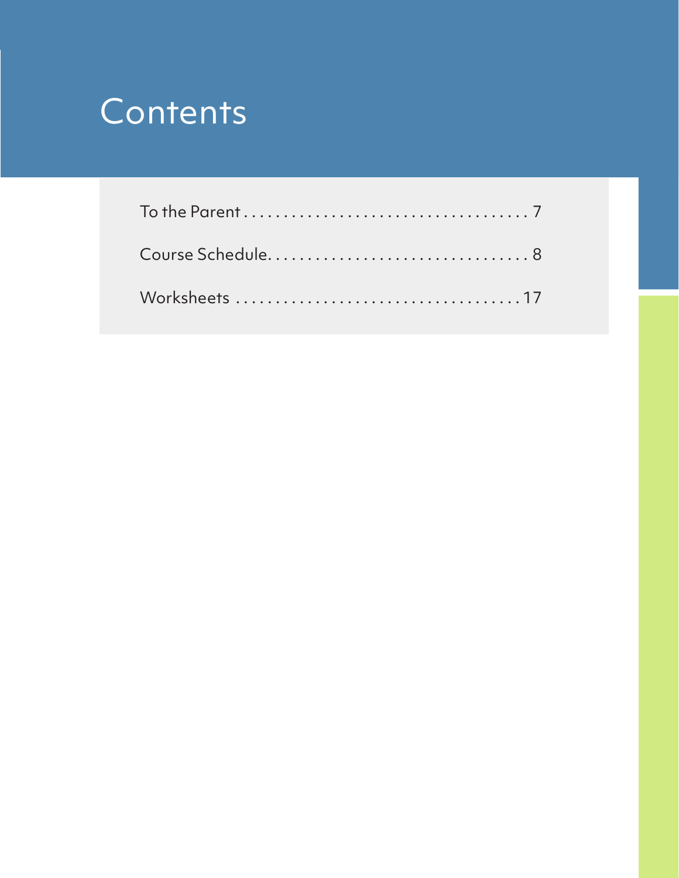# Contents

To the Parent . . . . . . . . . . . . . . . . . . . . . . . . . . . . . . . . . . . 7

Course Schedule. . . . . . . . . . . . . . . . . . . . . . . . . . . . . . . . 8

Worksheets . . . . . . . . . . . . . . . . . . . . . . . . . . . . . . . . . . . 17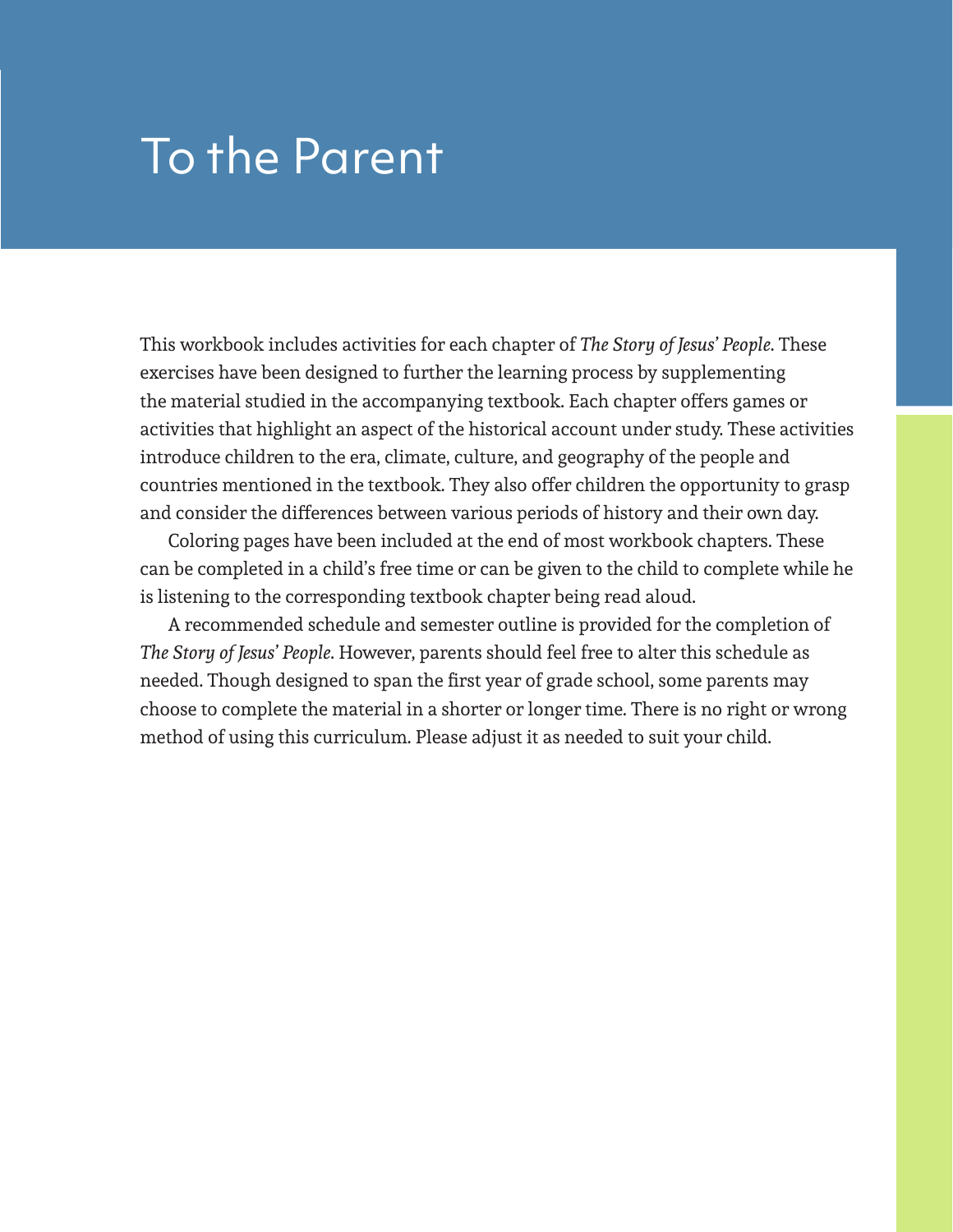# To the Parent

This workbook includes activities for each chapter of *The Story of Jesus' People*. These exercises have been designed to further the learning process by supplementing the material studied in the accompanying textbook. Each chapter offers games or activities that highlight an aspect of the historical account under study. These activities introduce children to the era, climate, culture, and geography of the people and countries mentioned in the textbook. They also offer children the opportunity to grasp and consider the differences between various periods of history and their own day.

Coloring pages have been included at the end of most workbook chapters. These can be completed in a child's free time or can be given to the child to complete while he is listening to the corresponding textbook chapter being read aloud.

A recommended schedule and semester outline is provided for the completion of *The Story of Jesus' People*. However, parents should feel free to alter this schedule as needed. Though designed to span the first year of grade school, some parents may choose to complete the material in a shorter or longer time. There is no right or wrong method of using this curriculum. Please adjust it as needed to suit your child.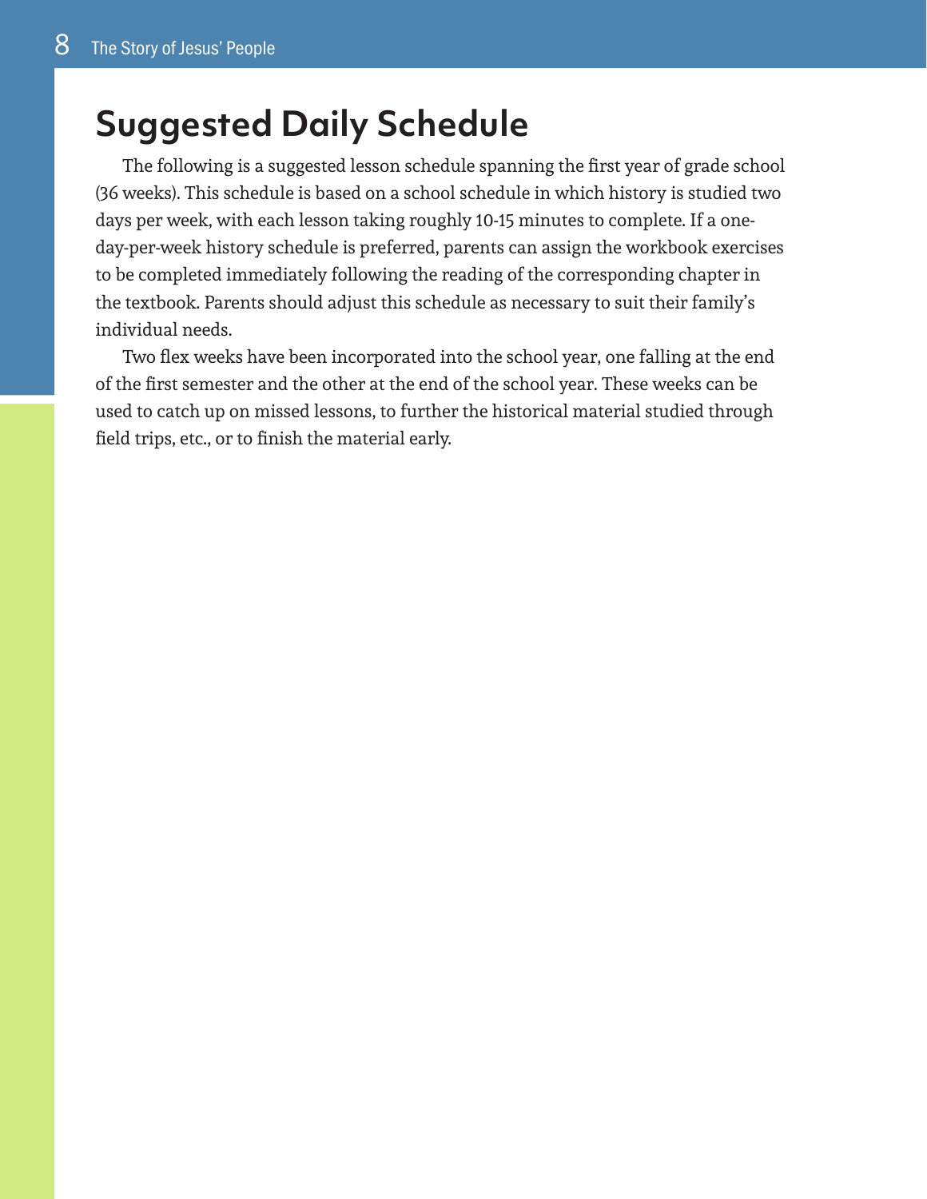# Suggested Daily Schedule

The following is a suggested lesson schedule spanning the first year of grade school (36 weeks). This schedule is based on a school schedule in which history is studied two days per week, with each lesson taking roughly 10-15 minutes to complete. If a one-day-per-week history schedule is preferred, parents can assign the workbook exercises to be completed immediately following the reading of the corresponding chapter in the textbook. Parents should adjust this schedule as necessary to suit their family's individual needs.

Two flex weeks have been incorporated into the school year, one falling at the end of the first semester and the other at the end of the school year. These weeks can be used to catch up on missed lessons, to further the historical material studied through field trips, etc., or to finish the material early.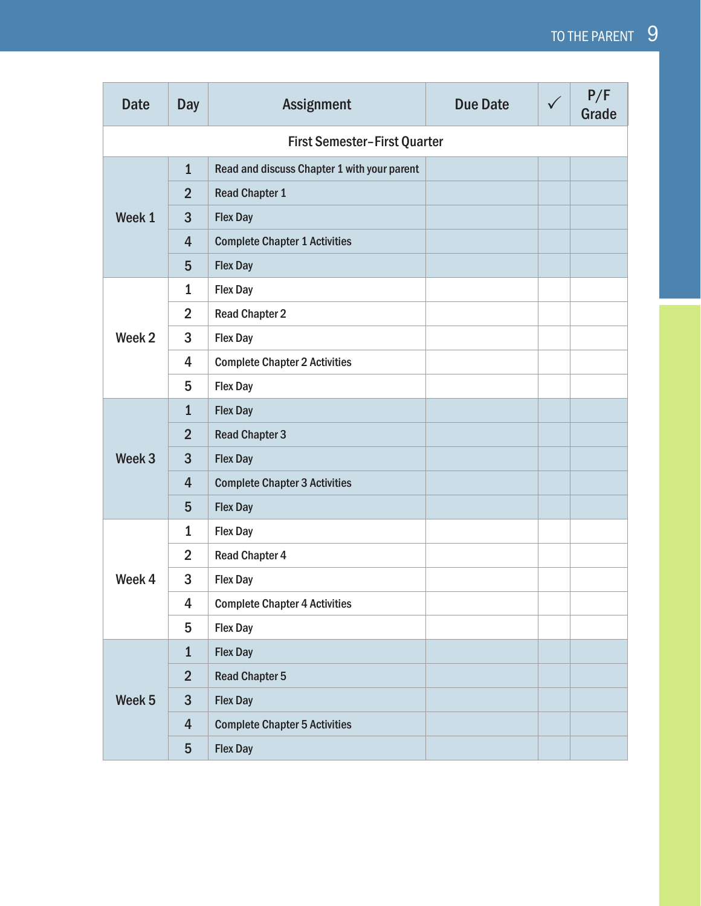| Date | Day | Assignment | Due Date | ✓ | P/F Grade |
|---|---|---|---|---|---|
| First Semester–First Quarter | | | | | |
| Week 1 | 1 | Read and discuss Chapter 1 with your parent | | | |
| | 2 | Read Chapter 1 | | | |
| | 3 | Flex Day | | | |
| | 4 | Complete Chapter 1 Activities | | | |
| | 5 | Flex Day | | | |
| Week 2 | 1 | Flex Day | | | |
| | 2 | Read Chapter 2 | | | |
| | 3 | Flex Day | | | |
| | 4 | Complete Chapter 2 Activities | | | |
| | 5 | Flex Day | | | |
| Week 3 | 1 | Flex Day | | | |
| | 2 | Read Chapter 3 | | | |
| | 3 | Flex Day | | | |
| | 4 | Complete Chapter 3 Activities | | | |
| | 5 | Flex Day | | | |
| Week 4 | 1 | Flex Day | | | |
| | 2 | Read Chapter 4 | | | |
| | 3 | Flex Day | | | |
| | 4 | Complete Chapter 4 Activities | | | |
| | 5 | Flex Day | | | |
| Week 5 | 1 | Flex Day | | | |
| | 2 | Read Chapter 5 | | | |
| | 3 | Flex Day | | | |
| | 4 | Complete Chapter 5 Activities | | | |
| | 5 | Flex Day | | | |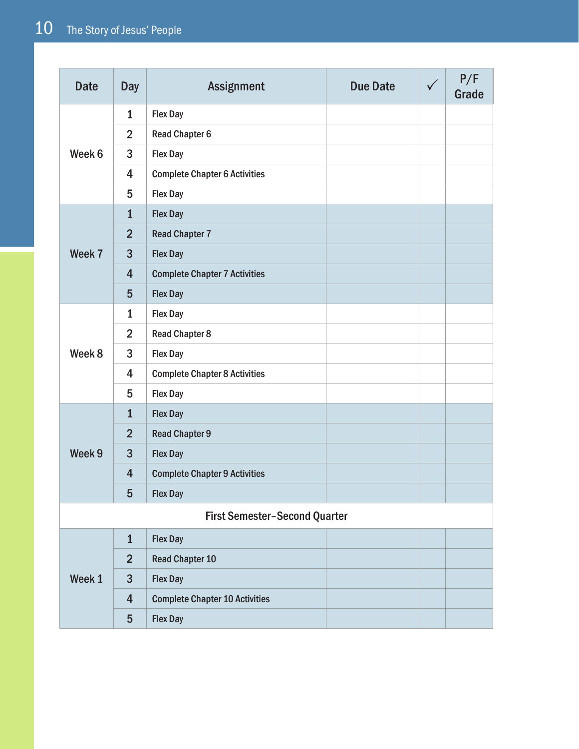| Date | Day | Assignment | Due Date | ✓ | P/F Grade |
|---|---|---|---|---|---|
| Week 6 | 1 | Flex Day | | | |
| | 2 | Read Chapter 6 | | | |
| | 3 | Flex Day | | | |
| | 4 | Complete Chapter 6 Activities | | | |
| | 5 | Flex Day | | | |
| Week 7 | 1 | Flex Day | | | |
| | 2 | Read Chapter 7 | | | |
| | 3 | Flex Day | | | |
| | 4 | Complete Chapter 7 Activities | | | |
| | 5 | Flex Day | | | |
| Week 8 | 1 | Flex Day | | | |
| | 2 | Read Chapter 8 | | | |
| | 3 | Flex Day | | | |
| | 4 | Complete Chapter 8 Activities | | | |
| | 5 | Flex Day | | | |
| Week 9 | 1 | Flex Day | | | |
| | 2 | Read Chapter 9 | | | |
| | 3 | Flex Day | | | |
| | 4 | Complete Chapter 9 Activities | | | |
| | 5 | Flex Day | | | |
| First Semester–Second Quarter | | | | | |
| Week 1 | 1 | Flex Day | | | |
| | 2 | Read Chapter 10 | | | |
| | 3 | Flex Day | | | |
| | 4 | Complete Chapter 10 Activities | | | |
| | 5 | Flex Day | | | |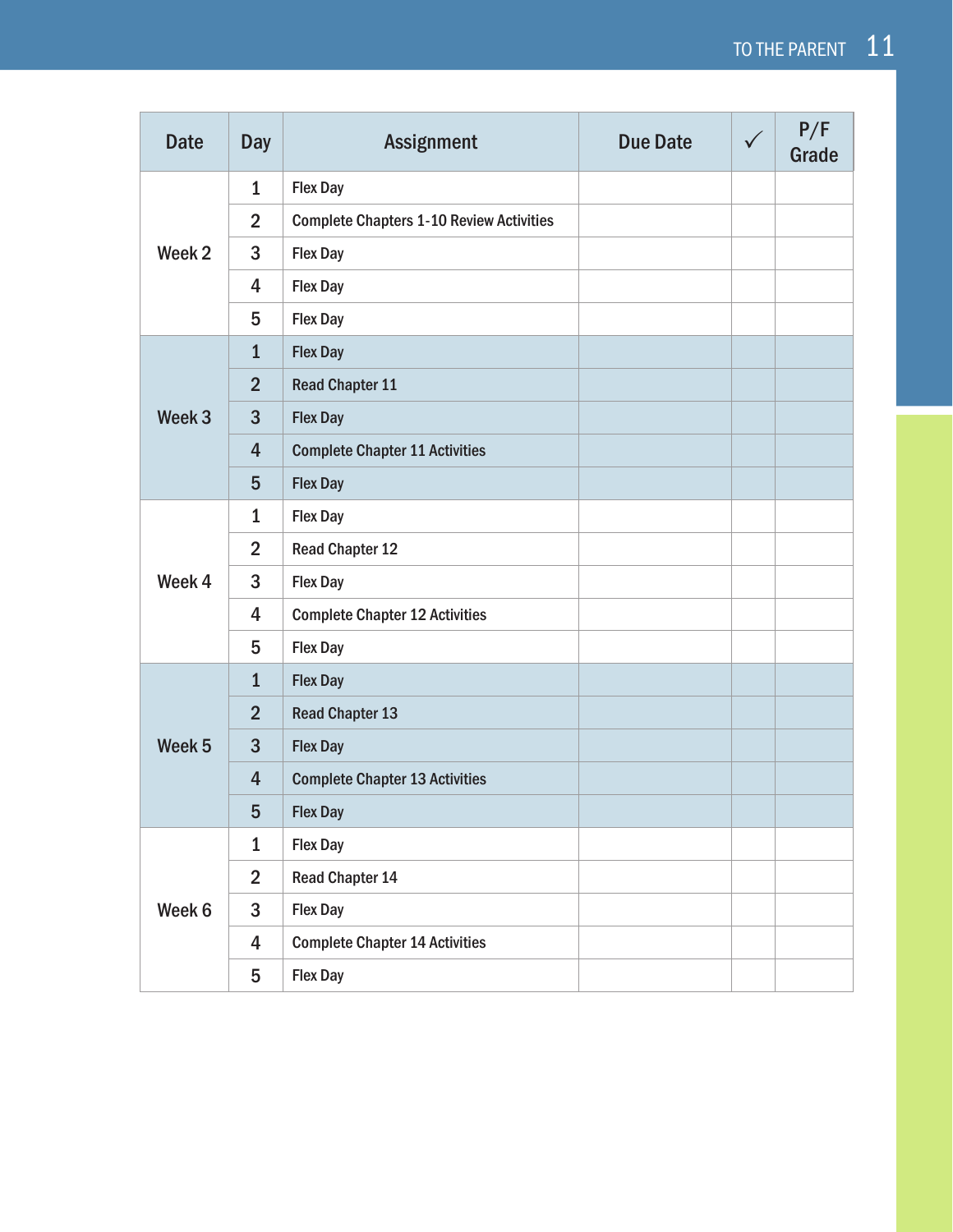| Date | Day | Assignment | Due Date | ✓ | P/F Grade |
|---|---|---|---|---|---|
| Week 2 | 1 | Flex Day | | | |
| | 2 | Complete Chapters 1-10 Review Activities | | | |
| | 3 | Flex Day | | | |
| | 4 | Flex Day | | | |
| | 5 | Flex Day | | | |
| Week 3 | 1 | Flex Day | | | |
| | 2 | Read Chapter 11 | | | |
| | 3 | Flex Day | | | |
| | 4 | Complete Chapter 11 Activities | | | |
| | 5 | Flex Day | | | |
| Week 4 | 1 | Flex Day | | | |
| | 2 | Read Chapter 12 | | | |
| | 3 | Flex Day | | | |
| | 4 | Complete Chapter 12 Activities | | | |
| | 5 | Flex Day | | | |
| Week 5 | 1 | Flex Day | | | |
| | 2 | Read Chapter 13 | | | |
| | 3 | Flex Day | | | |
| | 4 | Complete Chapter 13 Activities | | | |
| | 5 | Flex Day | | | |
| Week 6 | 1 | Flex Day | | | |
| | 2 | Read Chapter 14 | | | |
| | 3 | Flex Day | | | |
| | 4 | Complete Chapter 14 Activities | | | |
| | 5 | Flex Day | | | |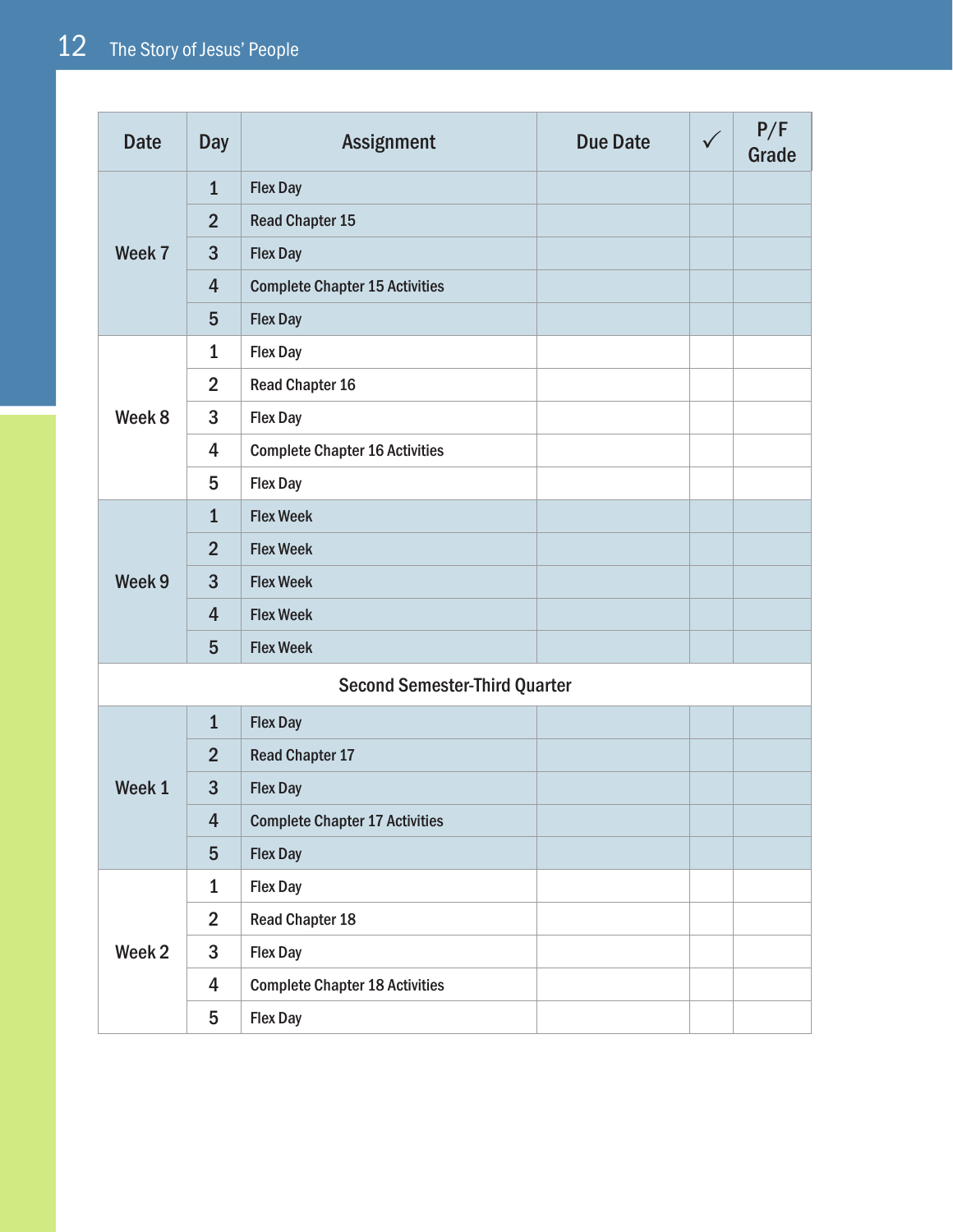| Date | Day | Assignment | Due Date | ✓ | P/F Grade |
|---|---|---|---|---|---|
| Week 7 | 1 | Flex Day | | | |
| | 2 | Read Chapter 15 | | | |
| | 3 | Flex Day | | | |
| | 4 | Complete Chapter 15 Activities | | | |
| | 5 | Flex Day | | | |
| Week 8 | 1 | Flex Day | | | |
| | 2 | Read Chapter 16 | | | |
| | 3 | Flex Day | | | |
| | 4 | Complete Chapter 16 Activities | | | |
| | 5 | Flex Day | | | |
| Week 9 | 1 | Flex Week | | | |
| | 2 | Flex Week | | | |
| | 3 | Flex Week | | | |
| | 4 | Flex Week | | | |
| | 5 | Flex Week | | | |
| Second Semester-Third Quarter | | | | | |
| Week 1 | 1 | Flex Day | | | |
| | 2 | Read Chapter 17 | | | |
| | 3 | Flex Day | | | |
| | 4 | Complete Chapter 17 Activities | | | |
| | 5 | Flex Day | | | |
| Week 2 | 1 | Flex Day | | | |
| | 2 | Read Chapter 18 | | | |
| | 3 | Flex Day | | | |
| | 4 | Complete Chapter 18 Activities | | | |
| | 5 | Flex Day | | | |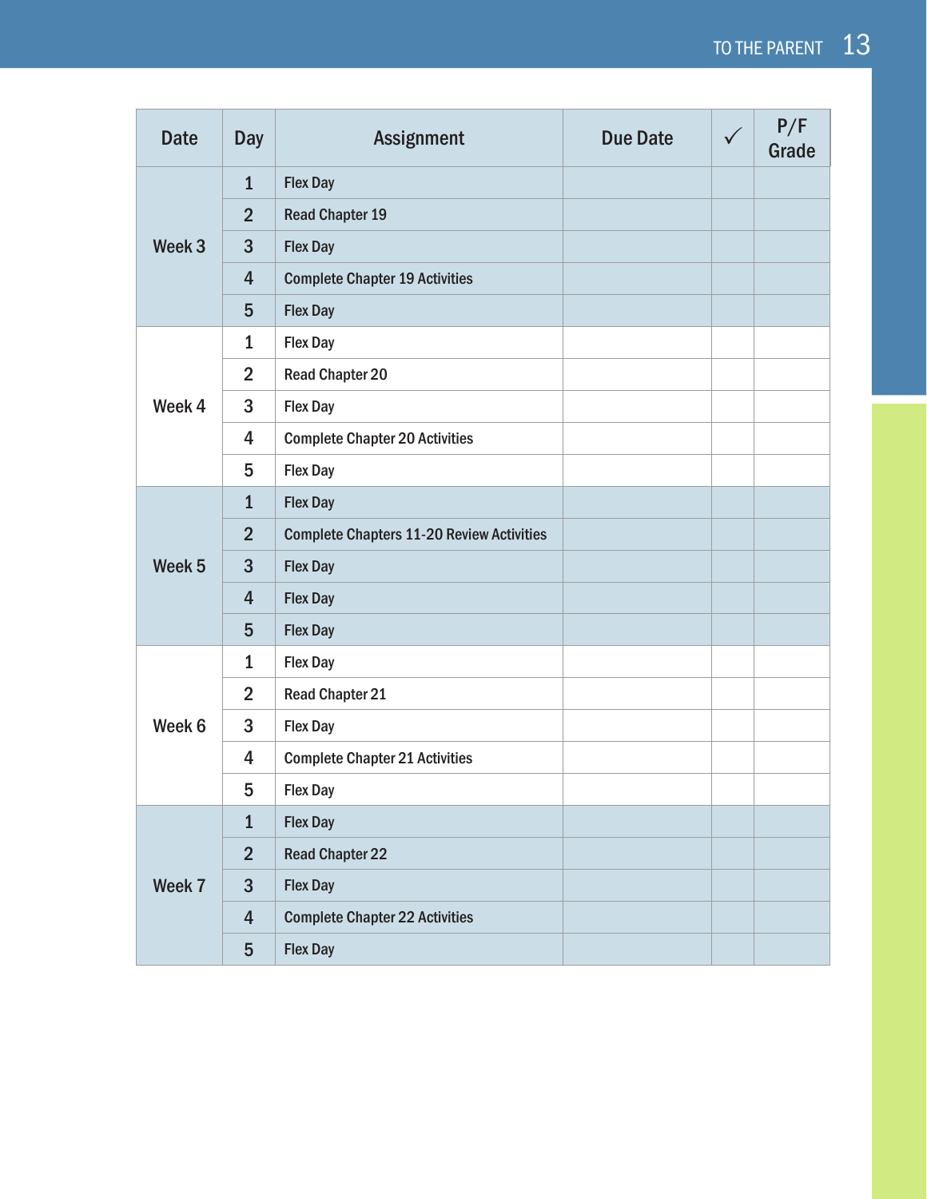| Date | Day | Assignment | Due Date | ✓ | P/F Grade |
|---|---|---|---|---|---|
| Week 3 | 1 | Flex Day | | | |
| | 2 | Read Chapter 19 | | | |
| | 3 | Flex Day | | | |
| | 4 | Complete Chapter 19 Activities | | | |
| | 5 | Flex Day | | | |
| Week 4 | 1 | Flex Day | | | |
| | 2 | Read Chapter 20 | | | |
| | 3 | Flex Day | | | |
| | 4 | Complete Chapter 20 Activities | | | |
| | 5 | Flex Day | | | |
| Week 5 | 1 | Flex Day | | | |
| | 2 | Complete Chapters 11-20 Review Activities | | | |
| | 3 | Flex Day | | | |
| | 4 | Flex Day | | | |
| | 5 | Flex Day | | | |
| Week 6 | 1 | Flex Day | | | |
| | 2 | Read Chapter 21 | | | |
| | 3 | Flex Day | | | |
| | 4 | Complete Chapter 21 Activities | | | |
| | 5 | Flex Day | | | |
| Week 7 | 1 | Flex Day | | | |
| | 2 | Read Chapter 22 | | | |
| | 3 | Flex Day | | | |
| | 4 | Complete Chapter 22 Activities | | | |
| | 5 | Flex Day | | | |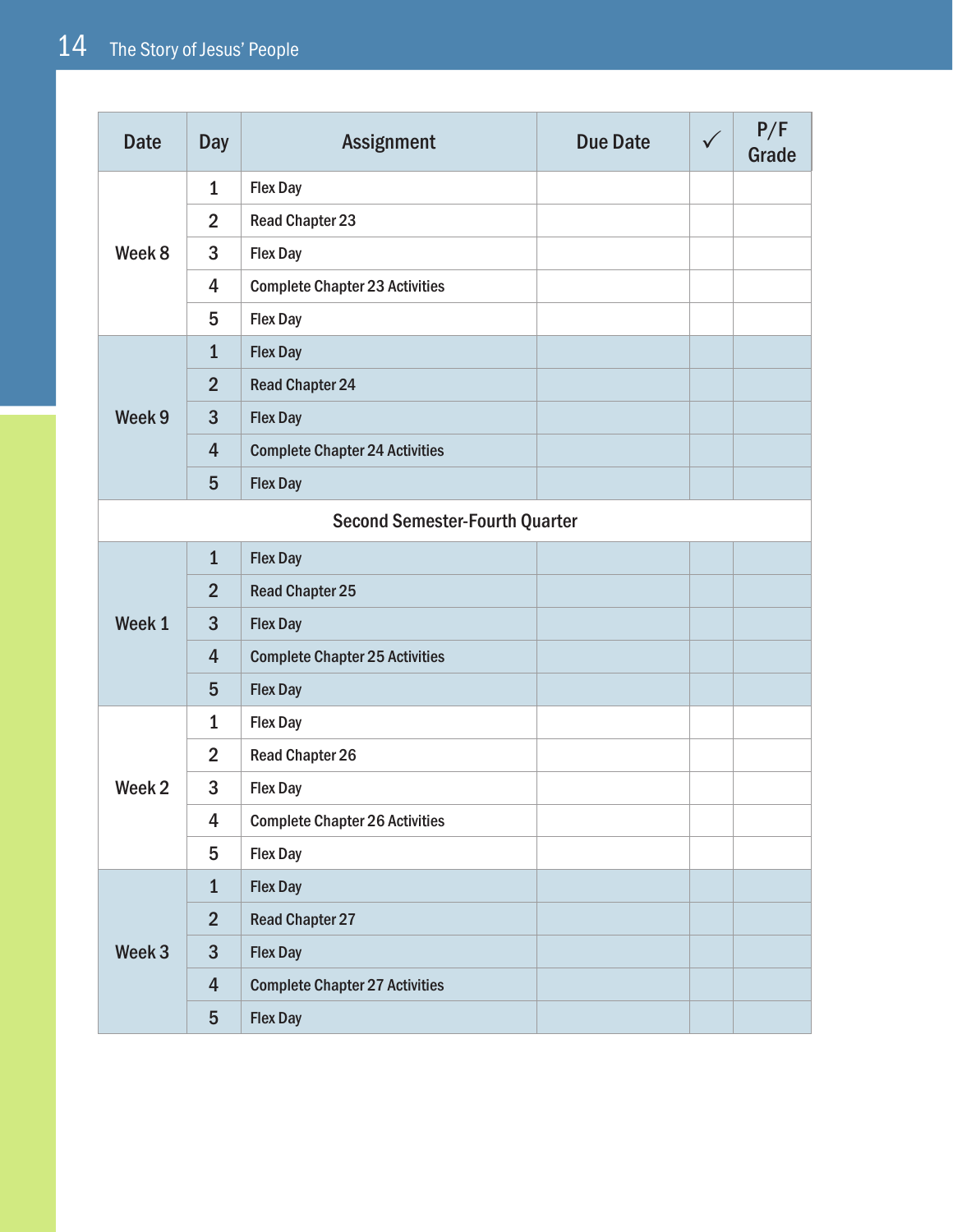| Date | Day | Assignment | Due Date | ✓ | P/F Grade |
|---|---|---|---|---|---|
| Week 8 | 1 | Flex Day | | | |
| | 2 | Read Chapter 23 | | | |
| | 3 | Flex Day | | | |
| | 4 | Complete Chapter 23 Activities | | | |
| | 5 | Flex Day | | | |
| Week 9 | 1 | Flex Day | | | |
| | 2 | Read Chapter 24 | | | |
| | 3 | Flex Day | | | |
| | 4 | Complete Chapter 24 Activities | | | |
| | 5 | Flex Day | | | |
| Second Semester-Fourth Quarter | | | | | |
| Week 1 | 1 | Flex Day | | | |
| | 2 | Read Chapter 25 | | | |
| | 3 | Flex Day | | | |
| | 4 | Complete Chapter 25 Activities | | | |
| | 5 | Flex Day | | | |
| Week 2 | 1 | Flex Day | | | |
| | 2 | Read Chapter 26 | | | |
| | 3 | Flex Day | | | |
| | 4 | Complete Chapter 26 Activities | | | |
| | 5 | Flex Day | | | |
| Week 3 | 1 | Flex Day | | | |
| | 2 | Read Chapter 27 | | | |
| | 3 | Flex Day | | | |
| | 4 | Complete Chapter 27 Activities | | | |
| | 5 | Flex Day | | | |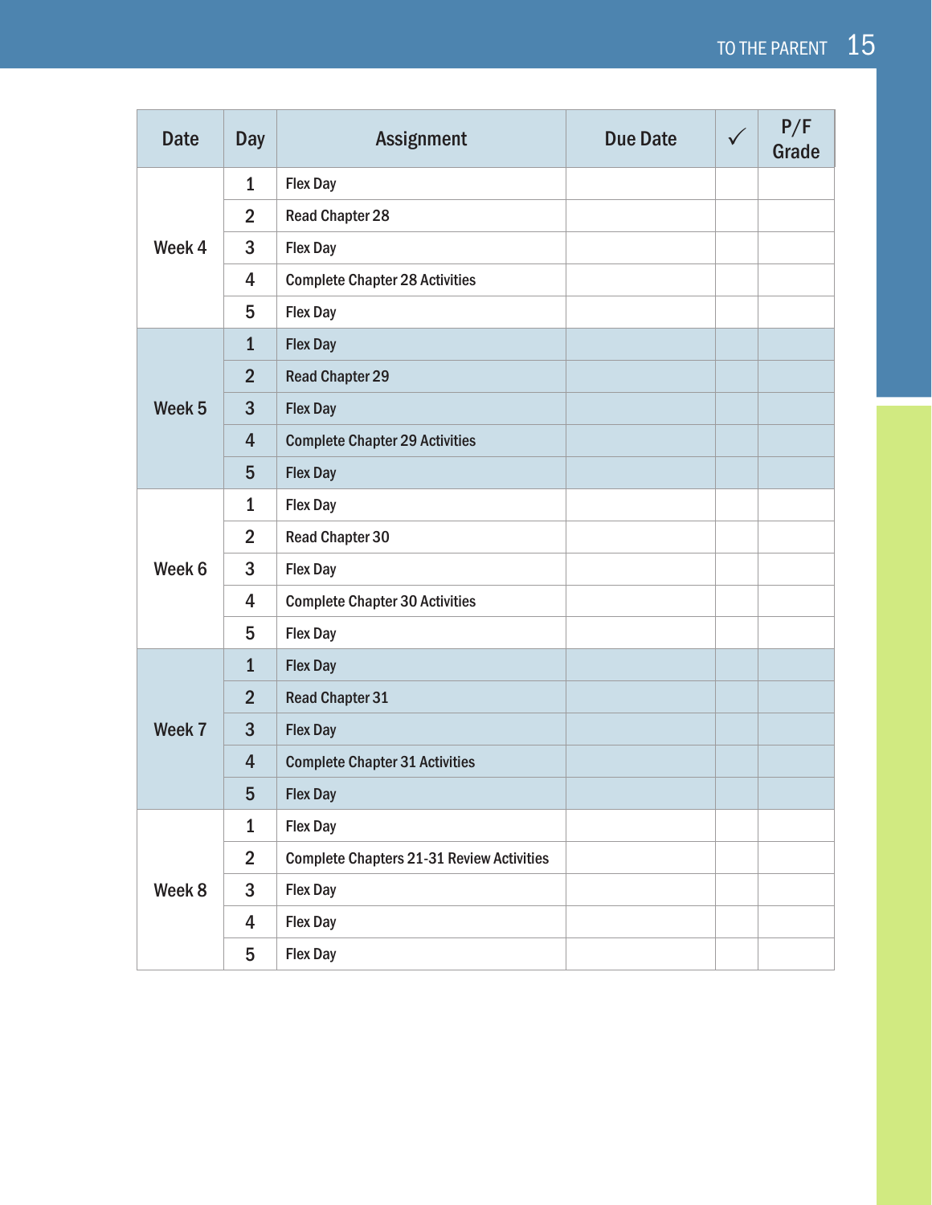| Date | Day | Assignment | Due Date | ✓ | P/F Grade |
|---|---|---|---|---|---|
| Week 4 | 1 | Flex Day | | | |
| | 2 | Read Chapter 28 | | | |
| | 3 | Flex Day | | | |
| | 4 | Complete Chapter 28 Activities | | | |
| | 5 | Flex Day | | | |
| Week 5 | 1 | Flex Day | | | |
| | 2 | Read Chapter 29 | | | |
| | 3 | Flex Day | | | |
| | 4 | Complete Chapter 29 Activities | | | |
| | 5 | Flex Day | | | |
| Week 6 | 1 | Flex Day | | | |
| | 2 | Read Chapter 30 | | | |
| | 3 | Flex Day | | | |
| | 4 | Complete Chapter 30 Activities | | | |
| | 5 | Flex Day | | | |
| Week 7 | 1 | Flex Day | | | |
| | 2 | Read Chapter 31 | | | |
| | 3 | Flex Day | | | |
| | 4 | Complete Chapter 31 Activities | | | |
| | 5 | Flex Day | | | |
| Week 8 | 1 | Flex Day | | | |
| | 2 | Complete Chapters 21-31 Review Activities | | | |
| | 3 | Flex Day | | | |
| | 4 | Flex Day | | | |
| | 5 | Flex Day | | | |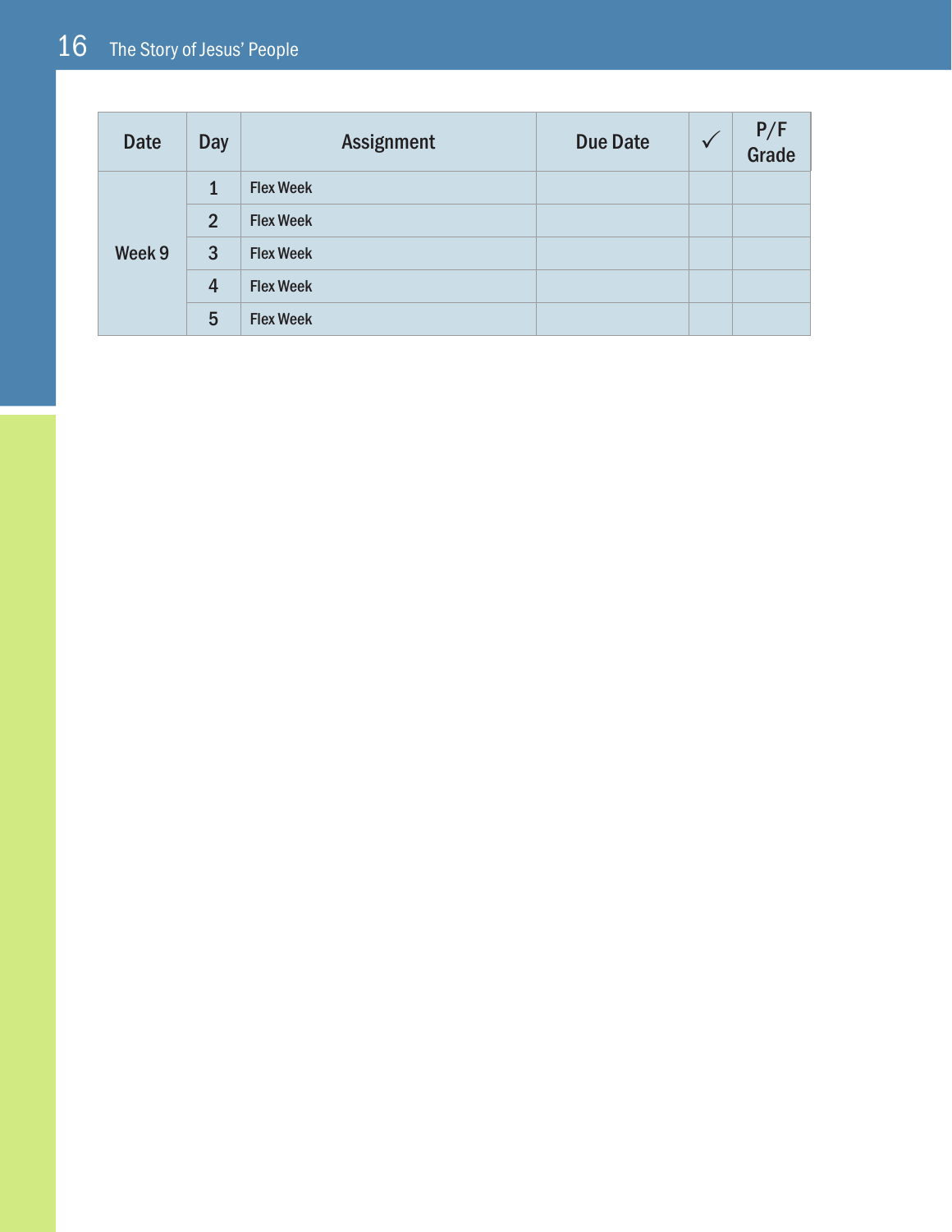| Date | Day | Assignment | Due Date | ✓ | P/F Grade |
|---|---|---|---|---|---|
| Week 9 | 1 | Flex Week | | | |
| | 2 | Flex Week | | | |
| | 3 | Flex Week | | | |
| | 4 | Flex Week | | | |
| | 5 | Flex Week | | | |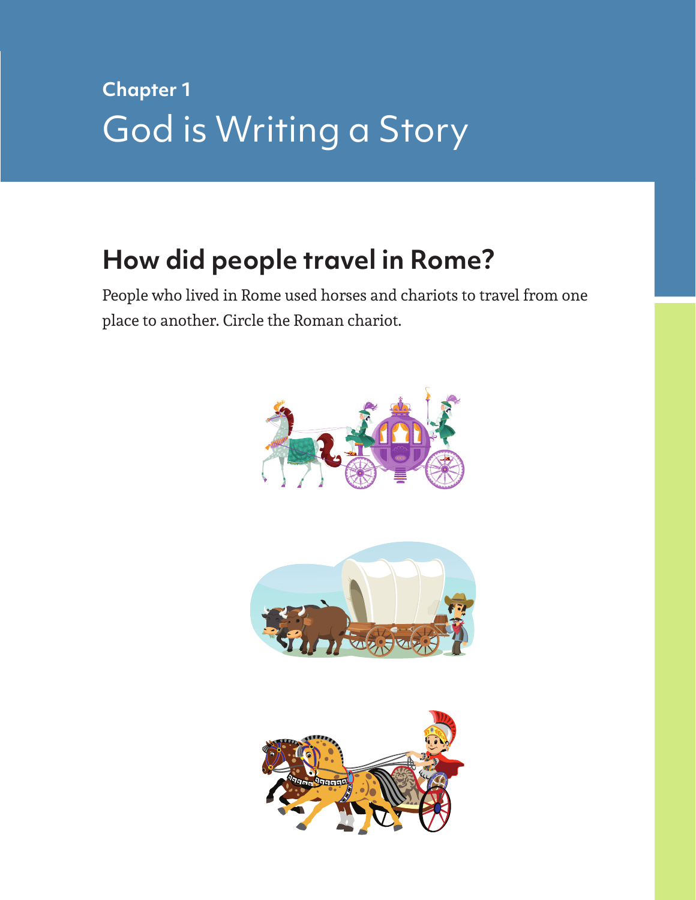Chapter 1

# God is Writing a Story

## How did people travel in Rome?

People who lived in Rome used horses and chariots to travel from one place to another. Circle the Roman chariot.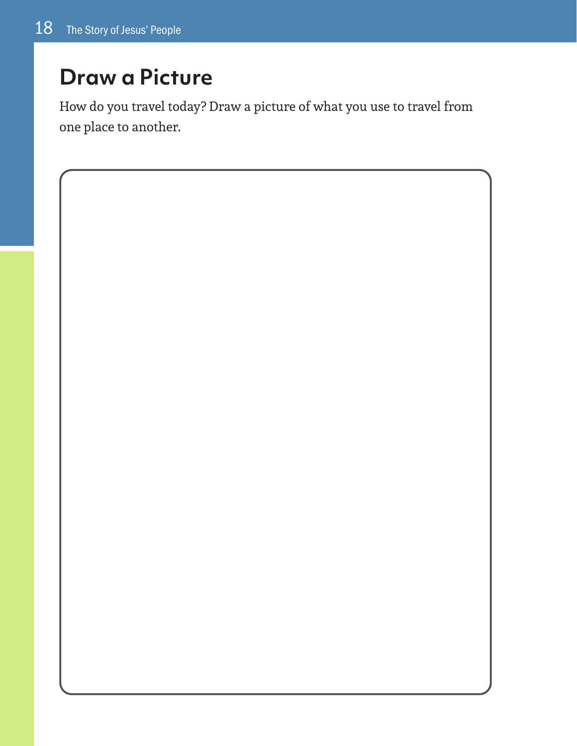## Draw a Picture

How do you travel today? Draw a picture of what you use to travel from one place to another.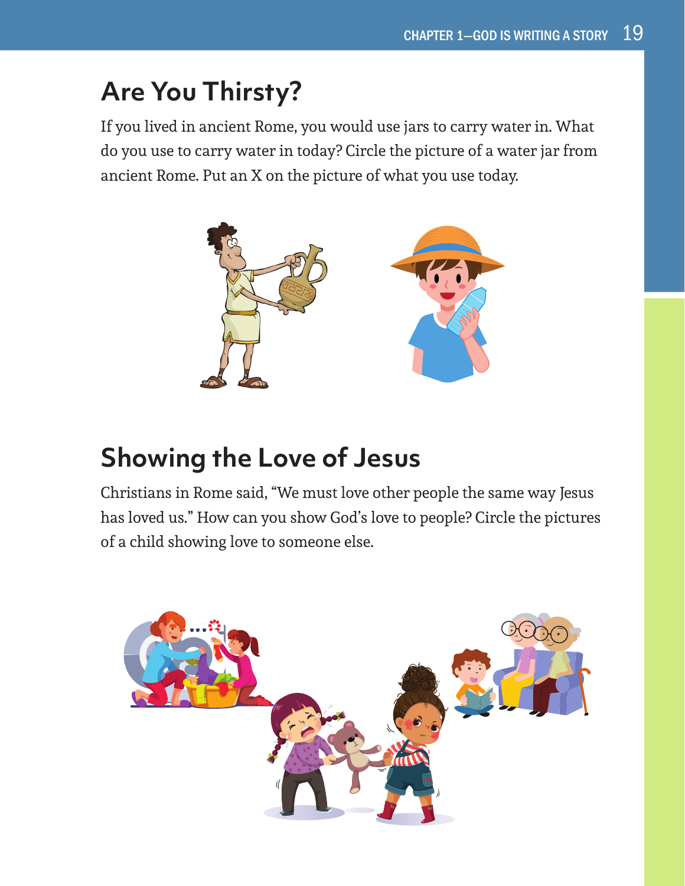## Are You Thirsty?

If you lived in ancient Rome, you would use jars to carry water in. What do you use to carry water in today? Circle the picture of a water jar from ancient Rome. Put an X on the picture of what you use today.

## Showing the Love of Jesus

Christians in Rome said, “We must love other people the same way Jesus has loved us.” How can you show God’s love to people? Circle the pictures of a child showing love to someone else.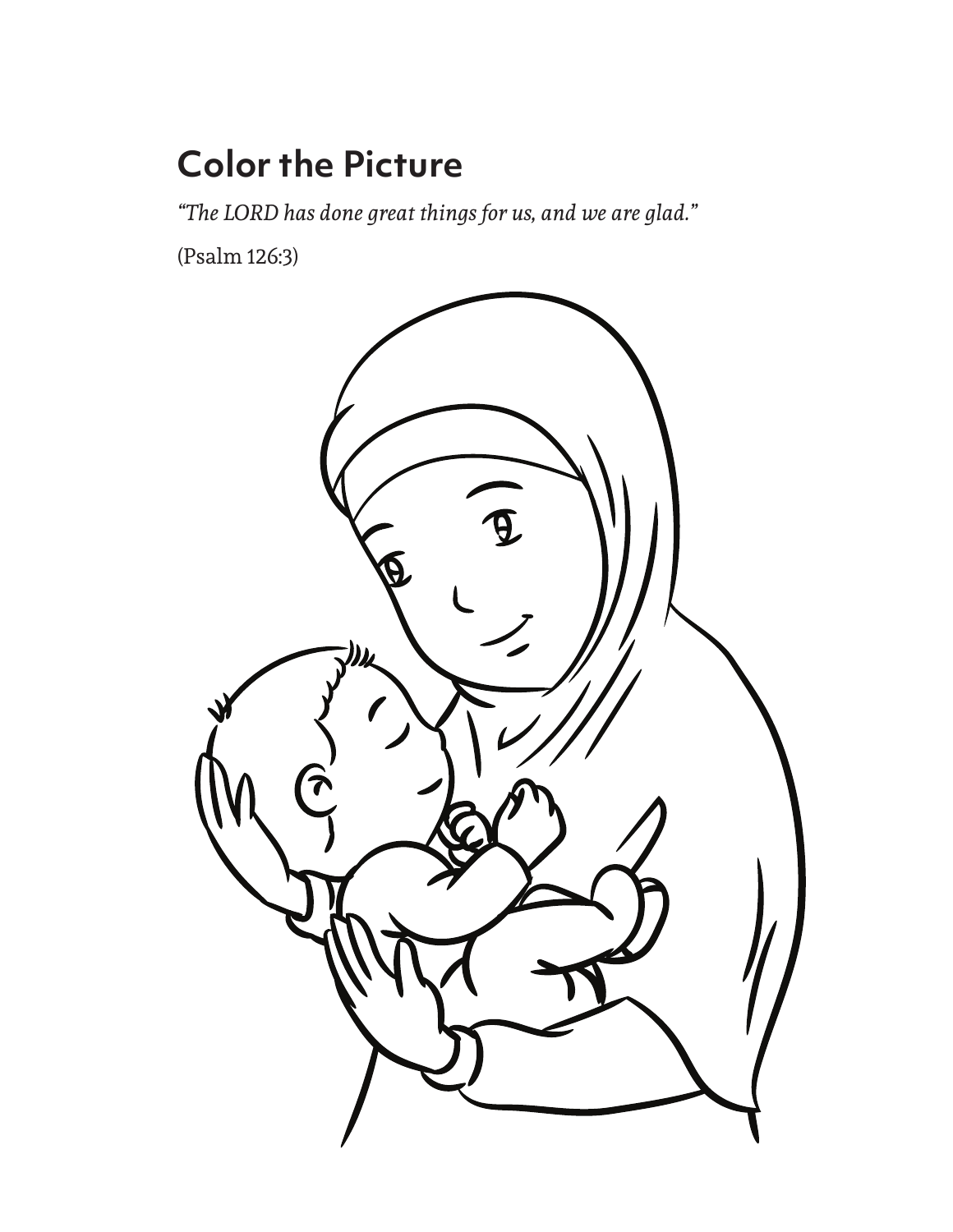## Color the Picture

*"The LORD has done great things for us, and we are glad."*

(Psalm 126:3)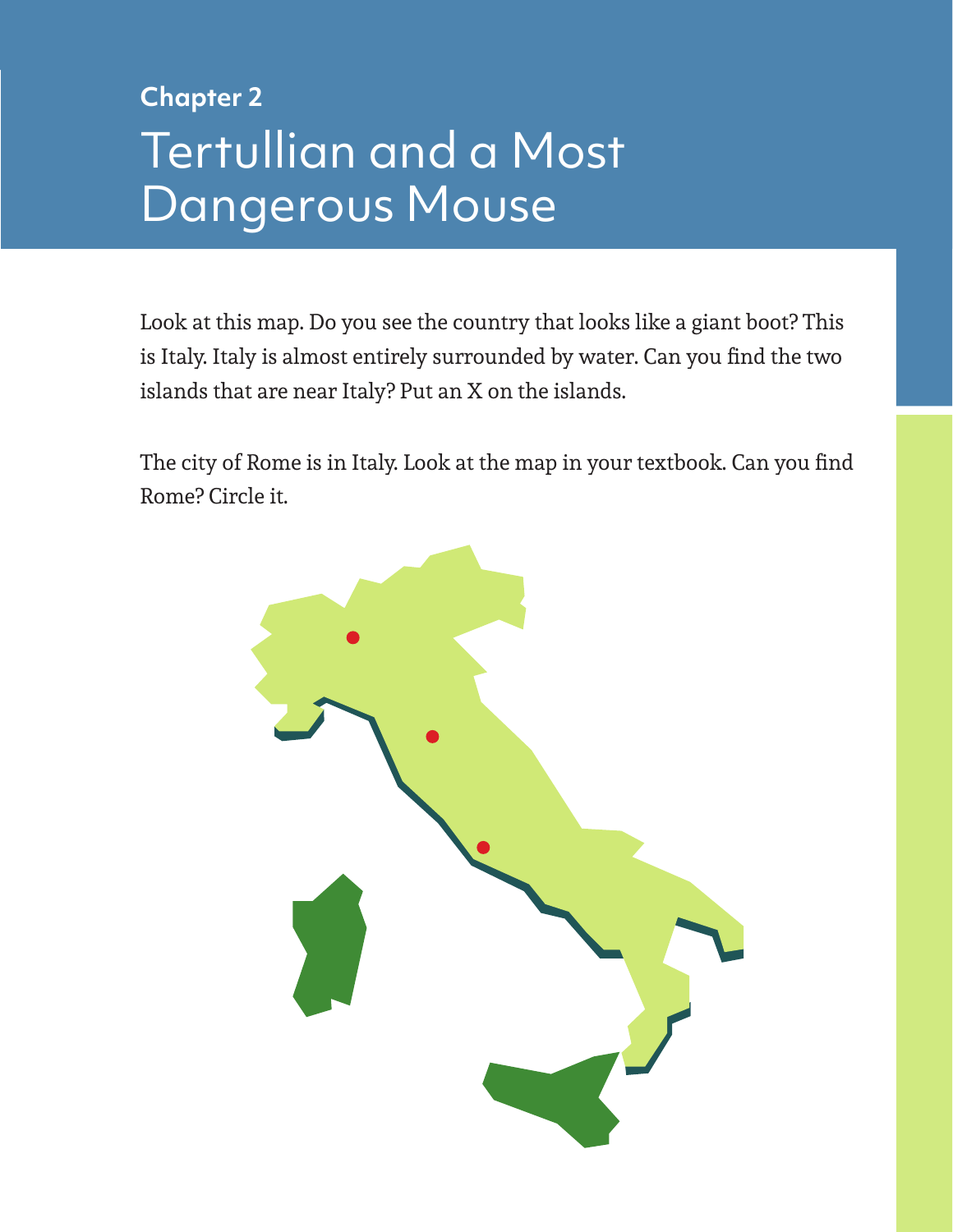Chapter 2

# Tertullian and a Most Dangerous Mouse

Look at this map. Do you see the country that looks like a giant boot? This is Italy. Italy is almost entirely surrounded by water. Can you find the two islands that are near Italy? Put an X on the islands.

The city of Rome is in Italy. Look at the map in your textbook. Can you find Rome? Circle it.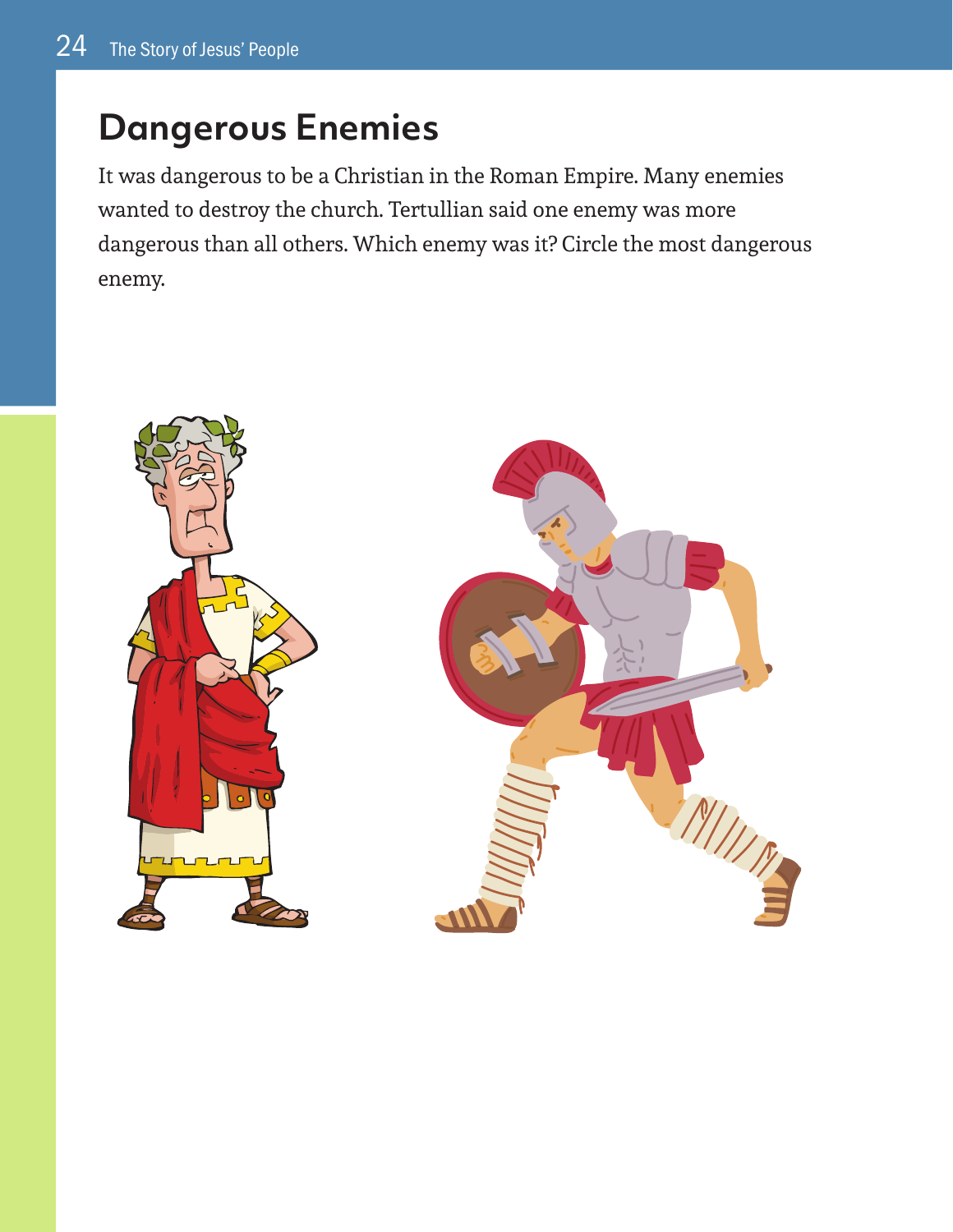## Dangerous Enemies

It was dangerous to be a Christian in the Roman Empire. Many enemies wanted to destroy the church. Tertullian said one enemy was more dangerous than all others. Which enemy was it? Circle the most dangerous enemy.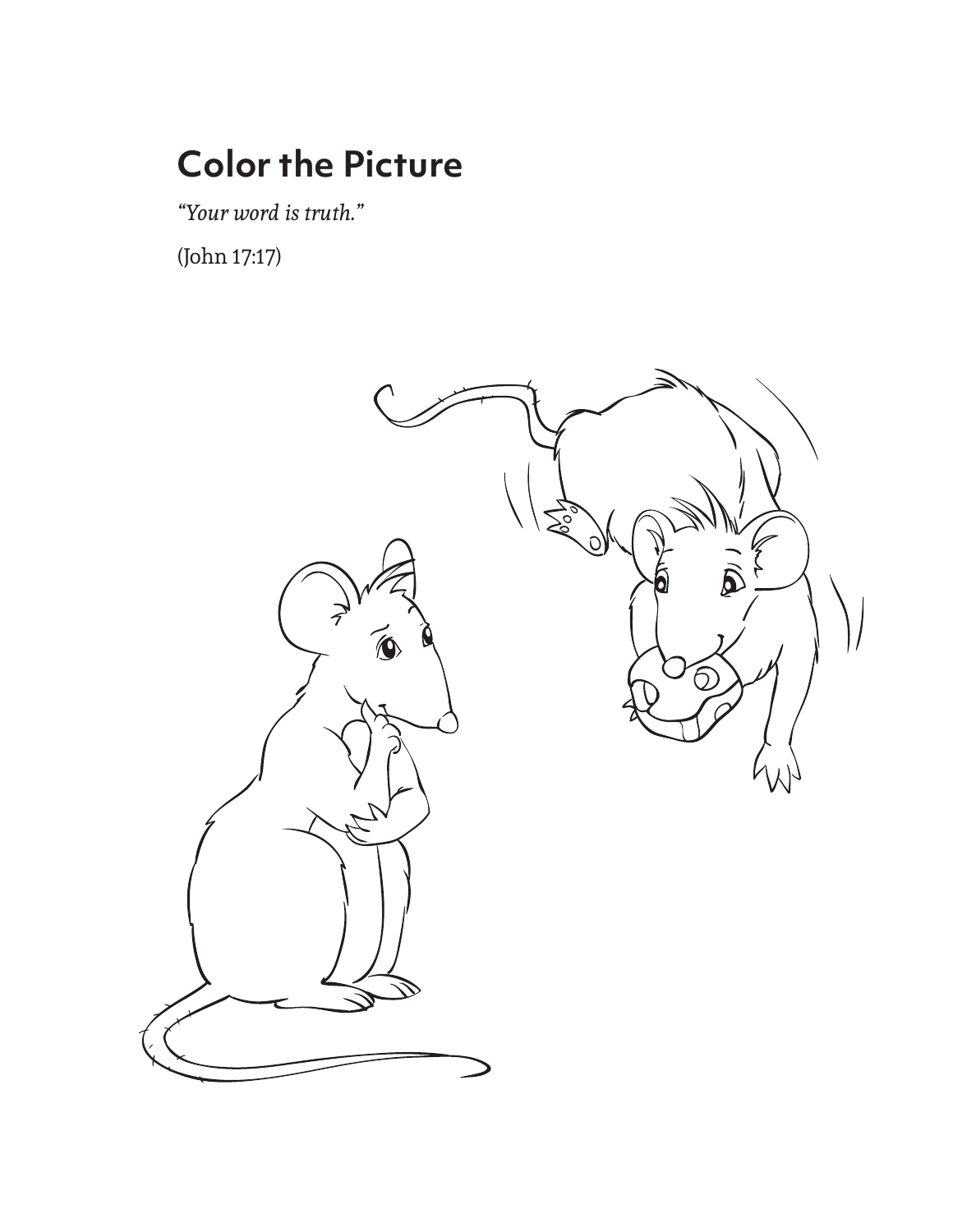# Color the Picture

*"Your word is truth."*

(John 17:17)